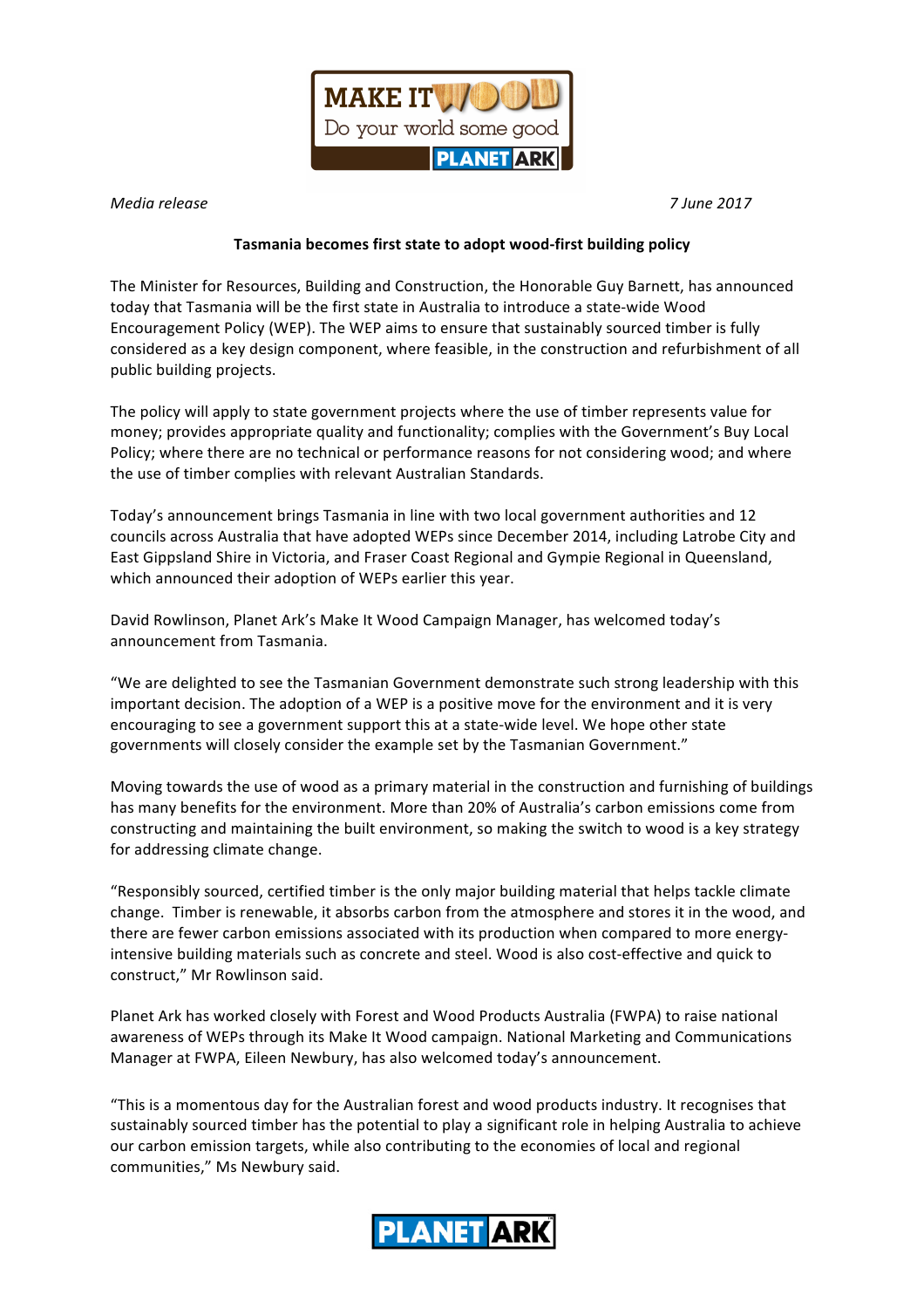*Media release* *7 June 2017*

**Tasmania becomes first state to adopt wood-first building policy**

The Minister for Resources, Building and Construction, the Honorable Guy Barnett, has announced today that Tasmania will be the first state in Australia to introduce a state-wide Wood Encouragement Policy (WEP). The WEP aims to ensure that sustainably sourced timber is fully considered as a key design component, where feasible, in the construction and refurbishment of all public building projects.

The policy will apply to state government projects where the use of timber represents value for money; provides appropriate quality and functionality; complies with the Government's Buy Local Policy; where there are no technical or performance reasons for not considering wood; and where the use of timber complies with relevant Australian Standards.

Today's announcement brings Tasmania in line with two local government authorities and 12 councils across Australia that have adopted WEPs since December 2014, including Latrobe City and East Gippsland Shire in Victoria, and Fraser Coast Regional and Gympie Regional in Queensland, which announced their adoption of WEPs earlier this year.

David Rowlinson, Planet Ark's Make It Wood Campaign Manager, has welcomed today's announcement from Tasmania.

"We are delighted to see the Tasmanian Government demonstrate such strong leadership with this important decision. The adoption of a WEP is a positive move for the environment and it is very encouraging to see a government support this at a state-wide level. We hope other state governments will closely consider the example set by the Tasmanian Government."

Moving towards the use of wood as a primary material in the construction and furnishing of buildings has many benefits for the environment. More than 20% of Australia's carbon emissions come from constructing and maintaining the built environment, so making the switch to wood is a key strategy for addressing climate change.

"Responsibly sourced, certified timber is the only major building material that helps tackle climate change. Timber is renewable, it absorbs carbon from the atmosphere and stores it in the wood, and there are fewer carbon emissions associated with its production when compared to more energy-intensive building materials such as concrete and steel. Wood is also cost-effective and quick to construct," Mr Rowlinson said.

Planet Ark has worked closely with Forest and Wood Products Australia (FWPA) to raise national awareness of WEPs through its Make It Wood campaign. National Marketing and Communications Manager at FWPA, Eileen Newbury, has also welcomed today's announcement.

"This is a momentous day for the Australian forest and wood products industry. It recognises that sustainably sourced timber has the potential to play a significant role in helping Australia to achieve our carbon emission targets, while also contributing to the economies of local and regional communities," Ms Newbury said.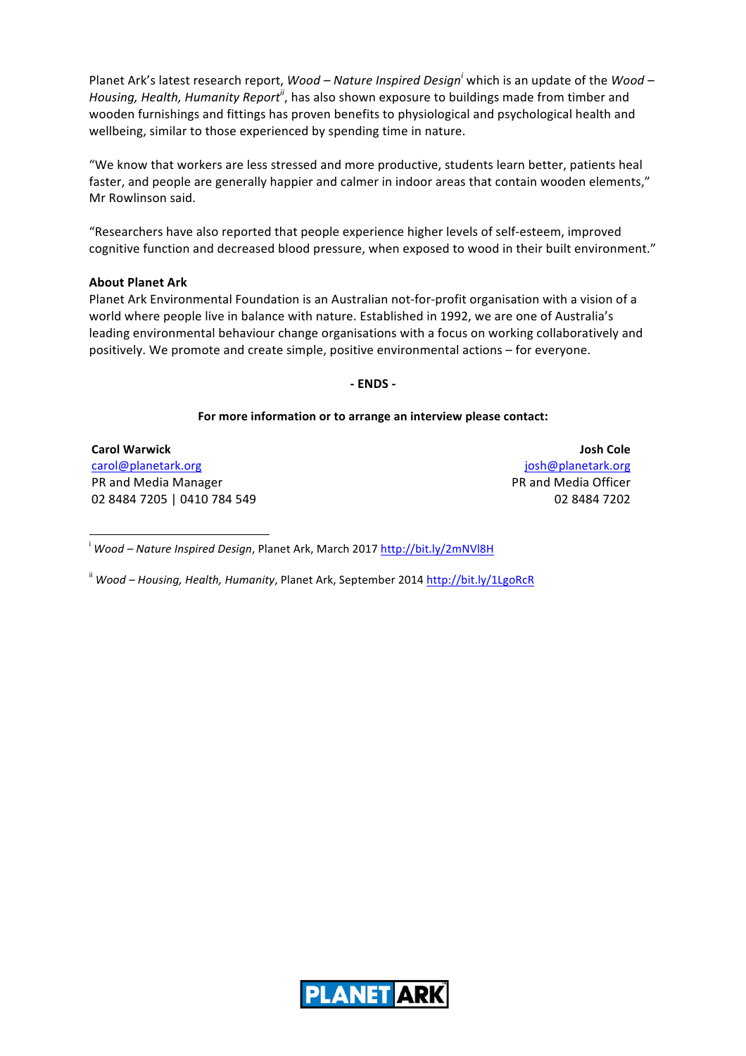Planet Ark's latest research report, *Wood – Nature Inspired Design*[i] which is an update of the *Wood – Housing, Health, Humanity Report*[ii], has also shown exposure to buildings made from timber and wooden furnishings and fittings has proven benefits to physiological and psychological health and wellbeing, similar to those experienced by spending time in nature.

"We know that workers are less stressed and more productive, students learn better, patients heal faster, and people are generally happier and calmer in indoor areas that contain wooden elements," Mr Rowlinson said.

"Researchers have also reported that people experience higher levels of self-esteem, improved cognitive function and decreased blood pressure, when exposed to wood in their built environment."

**About Planet Ark**

Planet Ark Environmental Foundation is an Australian not-for-profit organisation with a vision of a world where people live in balance with nature. Established in 1992, we are one of Australia's leading environmental behaviour change organisations with a focus on working collaboratively and positively. We promote and create simple, positive environmental actions – for everyone.

**- ENDS -**

**For more information or to arrange an interview please contact:**

**Carol Warwick**
carol@planetark.org
PR and Media Manager
02 8484 7205 | 0410 784 549

**Josh Cole**
josh@planetark.org
PR and Media Officer
02 8484 7202

---

[i] *Wood – Nature Inspired Design*, Planet Ark, March 2017 http://bit.ly/2mNVl8H

[ii] *Wood – Housing, Health, Humanity*, Planet Ark, September 2014 http://bit.ly/1LgoRcR

PLANET ARK